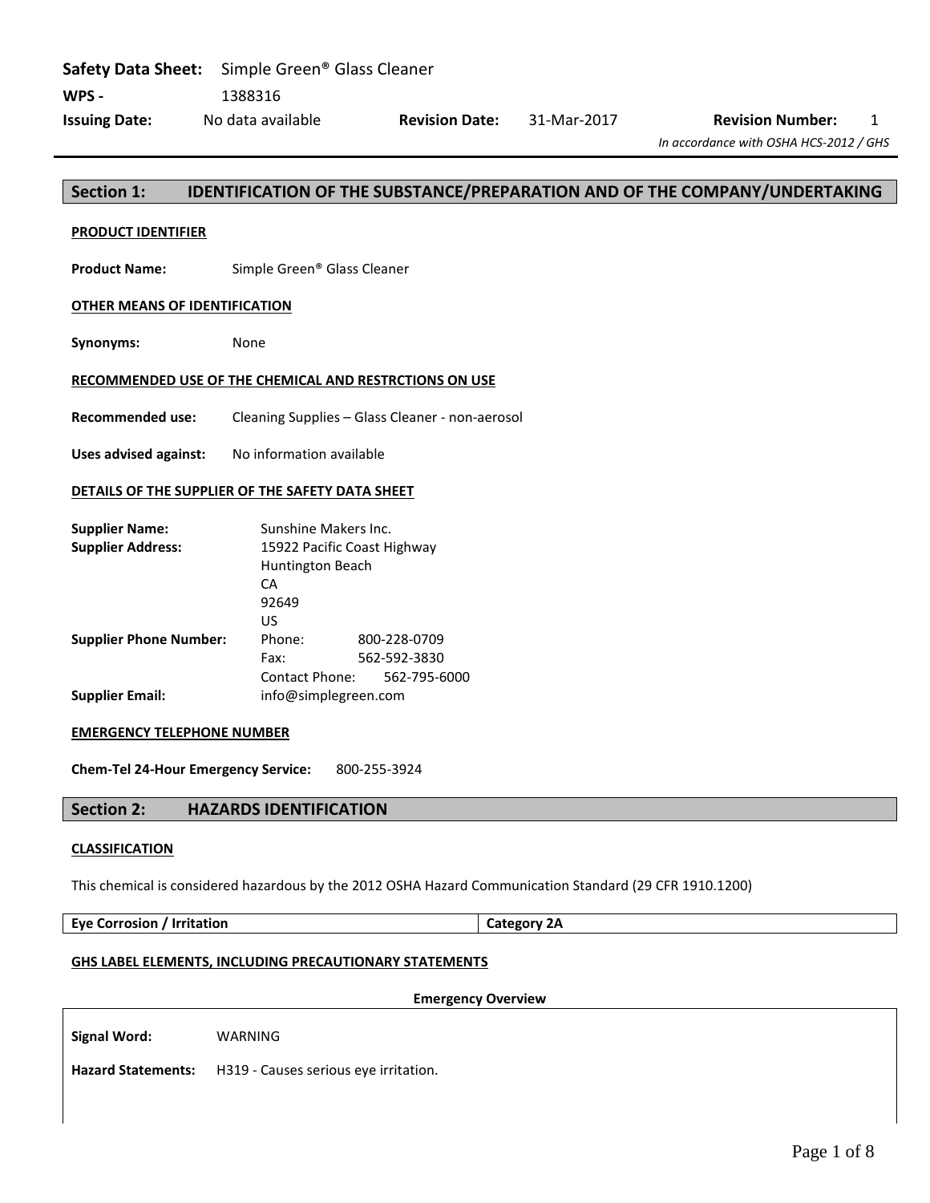**Safety Data Sheet:** Simple Green® Glass Cleaner

**WPS -** 1388316

**Issuing Date:** No data available **Revision Date:** 31-Mar-2017 **Revision Number:** 1

*In accordance with OSHA HCS-2012 / GHS*

## Section 1: IDENTIFICATION OF THE SUBSTANCE/PREPARATION AND OF THE COMPANY/UNDERTAKING

**PRODUCT IDENTIFIER**

**Product Name:** Simple Green® Glass Cleaner

**OTHER MEANS OF IDENTIFICATION**

**Synonyms:** None

**RECOMMENDED USE OF THE CHEMICAL AND RESTRCTIONS ON USE**

**Recommended use:** Cleaning Supplies – Glass Cleaner - non-aerosol

**Uses advised against:** No information available

**DETAILS OF THE SUPPLIER OF THE SAFETY DATA SHEET**

**Supplier Name:** Sunshine Makers Inc.

**Supplier Address:** 15922 Pacific Coast Highway
Huntington Beach
CA
92649
US

**Supplier Phone Number:** Phone: 800-228-0709
Fax: 562-592-3830
Contact Phone: 562-795-6000

**Supplier Email:** info@simplegreen.com

**EMERGENCY TELEPHONE NUMBER**

**Chem-Tel 24-Hour Emergency Service:** 800-255-3924

## Section 2: HAZARDS IDENTIFICATION

**CLASSIFICATION**

This chemical is considered hazardous by the 2012 OSHA Hazard Communication Standard (29 CFR 1910.1200)

| Eye Corrosion / Irritation | Category 2A |
|---|---|

**GHS LABEL ELEMENTS, INCLUDING PRECAUTIONARY STATEMENTS**

**Emergency Overview**

**Signal Word:** WARNING

**Hazard Statements:** H319 - Causes serious eye irritation.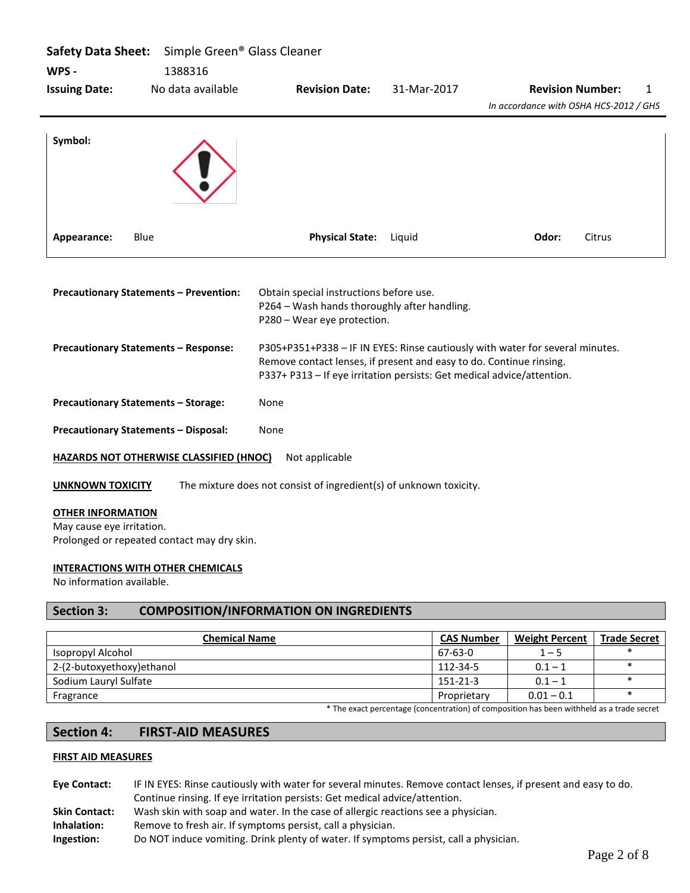**Safety Data Sheet:** Simple Green® Glass Cleaner
**WPS -** 1388316
**Issuing Date:** No data available **Revision Date:** 31-Mar-2017 **Revision Number:** 1
*In accordance with OSHA HCS-2012 / GHS*

**Symbol:**

**Appearance:** Blue **Physical State:** Liquid **Odor:** Citrus

**Precautionary Statements – Prevention:** Obtain special instructions before use.
P264 – Wash hands thoroughly after handling.
P280 – Wear eye protection.

**Precautionary Statements – Response:** P305+P351+P338 – IF IN EYES: Rinse cautiously with water for several minutes. Remove contact lenses, if present and easy to do. Continue rinsing.
P337+ P313 – If eye irritation persists: Get medical advice/attention.

**Precautionary Statements – Storage:** None

**Precautionary Statements – Disposal:** None

**HAZARDS NOT OTHERWISE CLASSIFIED (HNOC)** Not applicable

**UNKNOWN TOXICITY** The mixture does not consist of ingredient(s) of unknown toxicity.

**OTHER INFORMATION**
May cause eye irritation.
Prolonged or repeated contact may dry skin.

**INTERACTIONS WITH OTHER CHEMICALS**
No information available.

## Section 3: COMPOSITION/INFORMATION ON INGREDIENTS

| Chemical Name | CAS Number | Weight Percent | Trade Secret |
|---|---|---|---|
| Isopropyl Alcohol | 67-63-0 | 1 – 5 | * |
| 2-(2-butoxyethoxy)ethanol | 112-34-5 | 0.1 – 1 | * |
| Sodium Lauryl Sulfate | 151-21-3 | 0.1 – 1 | * |
| Fragrance | Proprietary | 0.01 – 0.1 | * |

* The exact percentage (concentration) of composition has been withheld as a trade secret

## Section 4: FIRST-AID MEASURES

**FIRST AID MEASURES**

**Eye Contact:** IF IN EYES: Rinse cautiously with water for several minutes. Remove contact lenses, if present and easy to do. Continue rinsing. If eye irritation persists: Get medical advice/attention.
**Skin Contact:** Wash skin with soap and water. In the case of allergic reactions see a physician.
**Inhalation:** Remove to fresh air. If symptoms persist, call a physician.
**Ingestion:** Do NOT induce vomiting. Drink plenty of water. If symptoms persist, call a physician.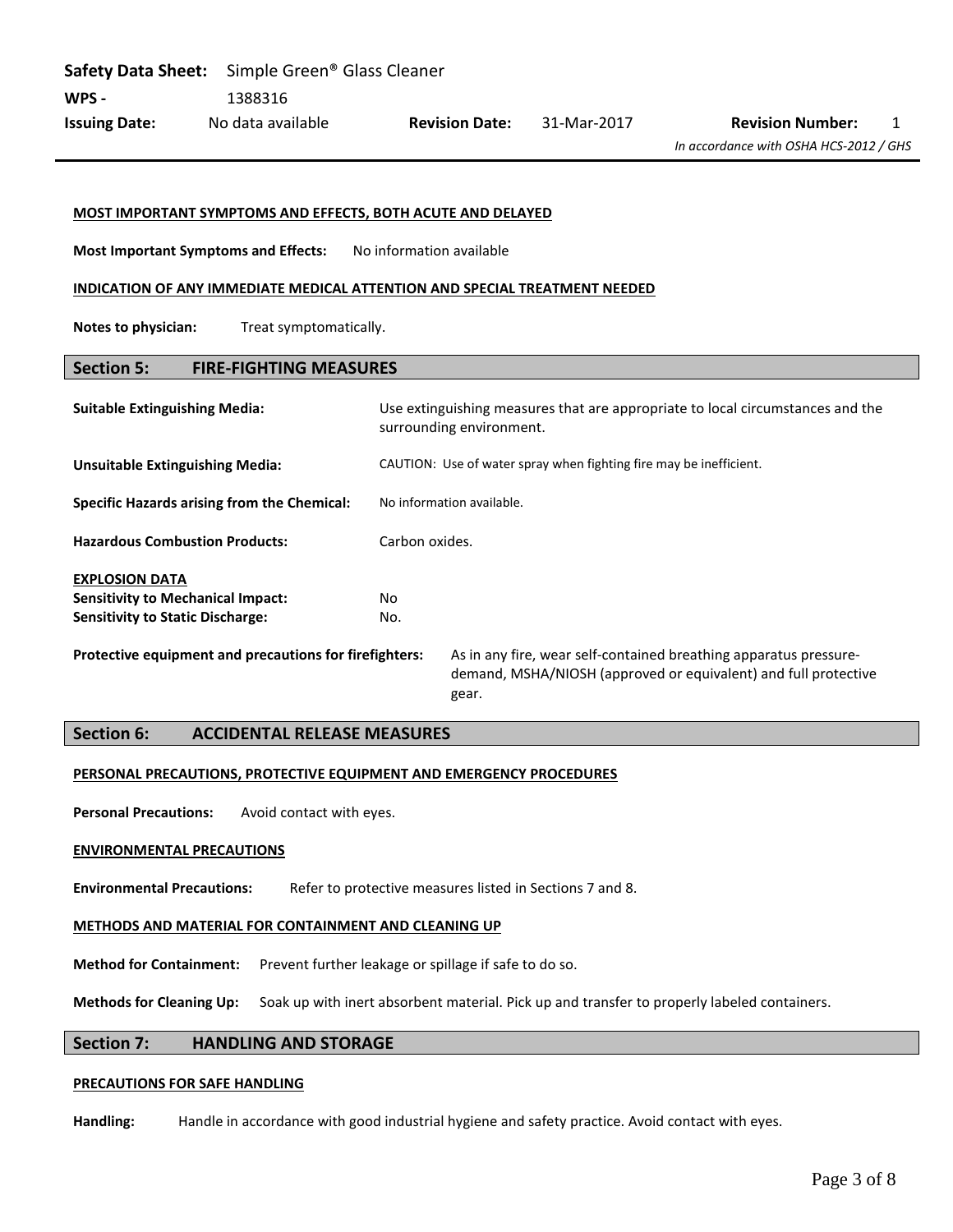#### MOST IMPORTANT SYMPTOMS AND EFFECTS, BOTH ACUTE AND DELAYED

**Most Important Symptoms and Effects:** No information available

#### INDICATION OF ANY IMMEDIATE MEDICAL ATTENTION AND SPECIAL TREATMENT NEEDED

**Notes to physician:** Treat symptomatically.

## Section 5: FIRE-FIGHTING MEASURES

**Suitable Extinguishing Media:** Use extinguishing measures that are appropriate to local circumstances and the surrounding environment.

**Unsuitable Extinguishing Media:** CAUTION: Use of water spray when fighting fire may be inefficient.

**Specific Hazards arising from the Chemical:** No information available.

**Hazardous Combustion Products:** Carbon oxides.

#### EXPLOSION DATA

**Sensitivity to Mechanical Impact:** No

**Sensitivity to Static Discharge:** No.

**Protective equipment and precautions for firefighters:** As in any fire, wear self-contained breathing apparatus pressure-demand, MSHA/NIOSH (approved or equivalent) and full protective gear.

## Section 6: ACCIDENTAL RELEASE MEASURES

#### PERSONAL PRECAUTIONS, PROTECTIVE EQUIPMENT AND EMERGENCY PROCEDURES

**Personal Precautions:** Avoid contact with eyes.

#### ENVIRONMENTAL PRECAUTIONS

**Environmental Precautions:** Refer to protective measures listed in Sections 7 and 8.

#### METHODS AND MATERIAL FOR CONTAINMENT AND CLEANING UP

**Method for Containment:** Prevent further leakage or spillage if safe to do so.

**Methods for Cleaning Up:** Soak up with inert absorbent material. Pick up and transfer to properly labeled containers.

## Section 7: HANDLING AND STORAGE

#### PRECAUTIONS FOR SAFE HANDLING

**Handling:** Handle in accordance with good industrial hygiene and safety practice. Avoid contact with eyes.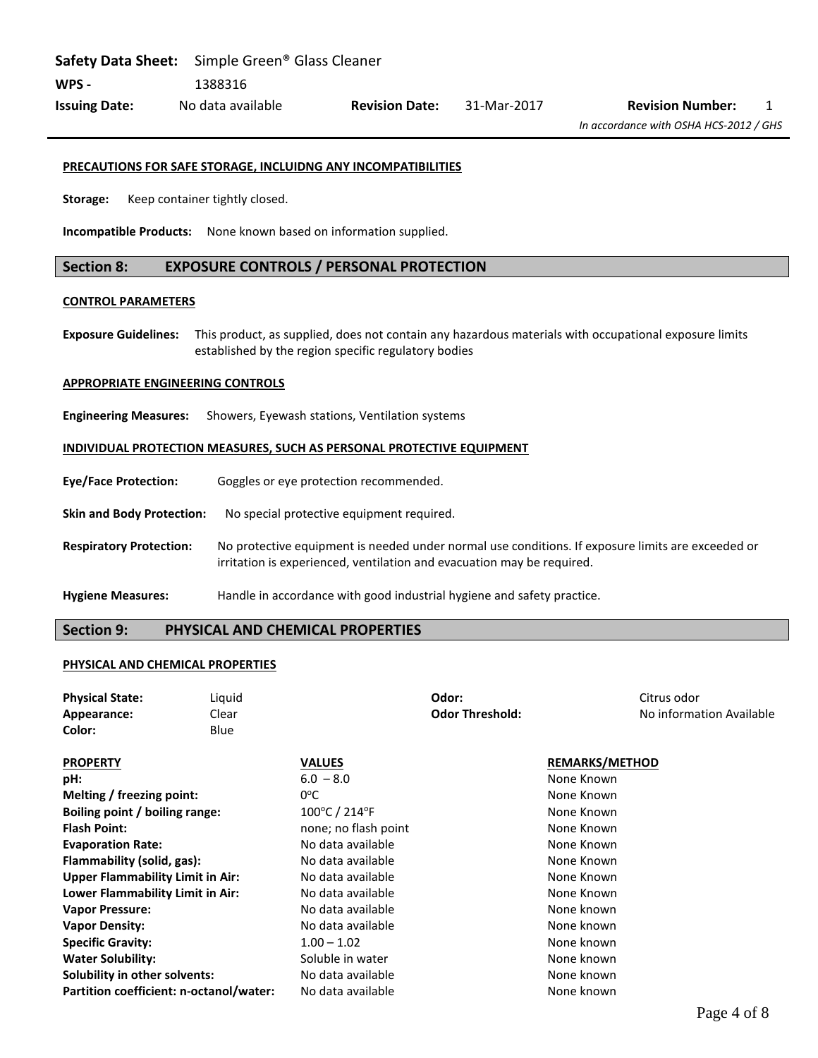#### PRECAUTIONS FOR SAFE STORAGE, INCLUIDNG ANY INCOMPATIBILITIES

**Storage:** Keep container tightly closed.

**Incompatible Products:** None known based on information supplied.

## Section 8: EXPOSURE CONTROLS / PERSONAL PROTECTION

#### CONTROL PARAMETERS

**Exposure Guidelines:** This product, as supplied, does not contain any hazardous materials with occupational exposure limits established by the region specific regulatory bodies

#### APPROPRIATE ENGINEERING CONTROLS

**Engineering Measures:** Showers, Eyewash stations, Ventilation systems

#### INDIVIDUAL PROTECTION MEASURES, SUCH AS PERSONAL PROTECTIVE EQUIPMENT

**Eye/Face Protection:** Goggles or eye protection recommended.

**Skin and Body Protection:** No special protective equipment required.

**Respiratory Protection:** No protective equipment is needed under normal use conditions. If exposure limits are exceeded or irritation is experienced, ventilation and evacuation may be required.

**Hygiene Measures:** Handle in accordance with good industrial hygiene and safety practice.

## Section 9: PHYSICAL AND CHEMICAL PROPERTIES

#### PHYSICAL AND CHEMICAL PROPERTIES

**Physical State:** Liquid
**Appearance:** Clear
**Color:** Blue
**Odor:** Citrus odor
**Odor Threshold:** No information Available

| PROPERTY | VALUES | REMARKS/METHOD |
|---|---|---|
| **pH:** | 6.0 – 8.0 | None Known |
| **Melting / freezing point:** | 0°C | None Known |
| **Boiling point / boiling range:** | 100°C / 214°F | None Known |
| **Flash Point:** | none; no flash point | None Known |
| **Evaporation Rate:** | No data available | None Known |
| **Flammability (solid, gas):** | No data available | None Known |
| **Upper Flammability Limit in Air:** | No data available | None Known |
| **Lower Flammability Limit in Air:** | No data available | None Known |
| **Vapor Pressure:** | No data available | None known |
| **Vapor Density:** | No data available | None known |
| **Specific Gravity:** | 1.00 – 1.02 | None known |
| **Water Solubility:** | Soluble in water | None known |
| **Solubility in other solvents:** | No data available | None known |
| **Partition coefficient: n-octanol/water:** | No data available | None known |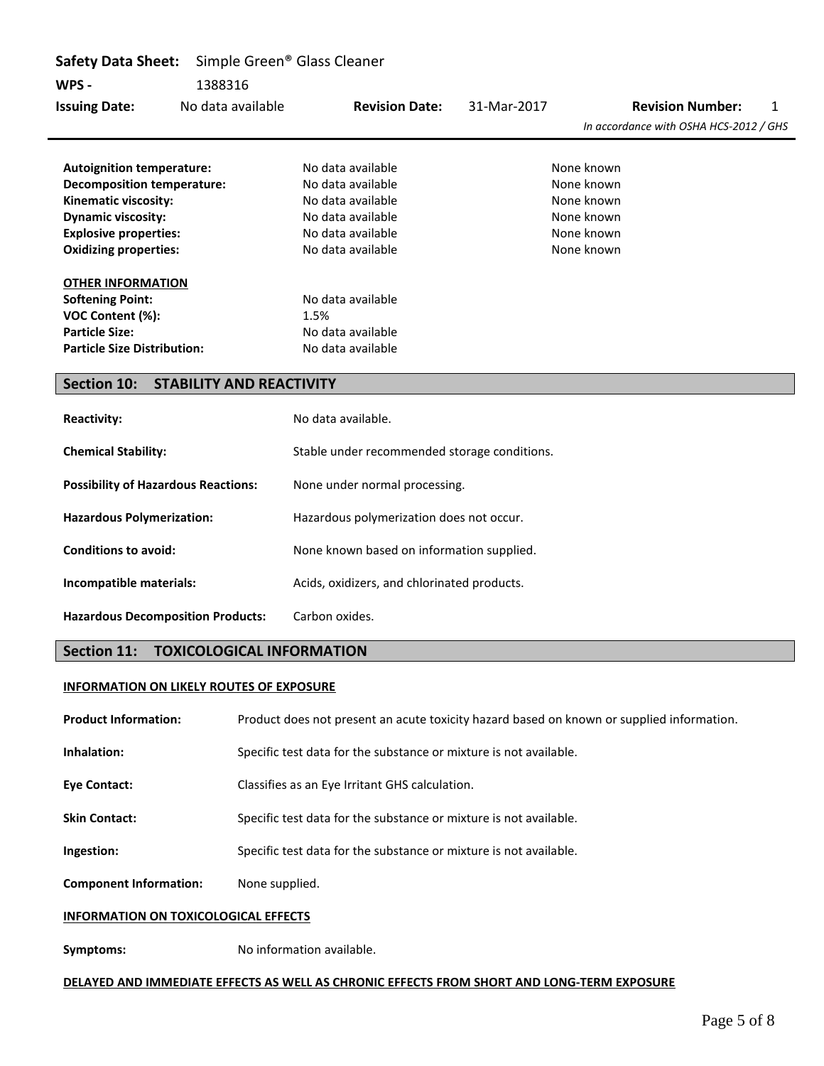| | | |
|---|---|---|
| **Autoignition temperature:** | No data available | None known |
| **Decomposition temperature:** | No data available | None known |
| **Kinematic viscosity:** | No data available | None known |
| **Dynamic viscosity:** | No data available | None known |
| **Explosive properties:** | No data available | None known |
| **Oxidizing properties:** | No data available | None known |

**OTHER INFORMATION**

| | |
|---|---|
| **Softening Point:** | No data available |
| **VOC Content (%):** | 1.5% |
| **Particle Size:** | No data available |
| **Particle Size Distribution:** | No data available |

## Section 10: STABILITY AND REACTIVITY

**Reactivity:** No data available.

**Chemical Stability:** Stable under recommended storage conditions.

**Possibility of Hazardous Reactions:** None under normal processing.

**Hazardous Polymerization:** Hazardous polymerization does not occur.

**Conditions to avoid:** None known based on information supplied.

**Incompatible materials:** Acids, oxidizers, and chlorinated products.

**Hazardous Decomposition Products:** Carbon oxides.

## Section 11: TOXICOLOGICAL INFORMATION

**INFORMATION ON LIKELY ROUTES OF EXPOSURE**

**Product Information:** Product does not present an acute toxicity hazard based on known or supplied information.

**Inhalation:** Specific test data for the substance or mixture is not available.

**Eye Contact:** Classifies as an Eye Irritant GHS calculation.

**Skin Contact:** Specific test data for the substance or mixture is not available.

**Ingestion:** Specific test data for the substance or mixture is not available.

**Component Information:** None supplied.

**INFORMATION ON TOXICOLOGICAL EFFECTS**

**Symptoms:** No information available.

**DELAYED AND IMMEDIATE EFFECTS AS WELL AS CHRONIC EFFECTS FROM SHORT AND LONG-TERM EXPOSURE**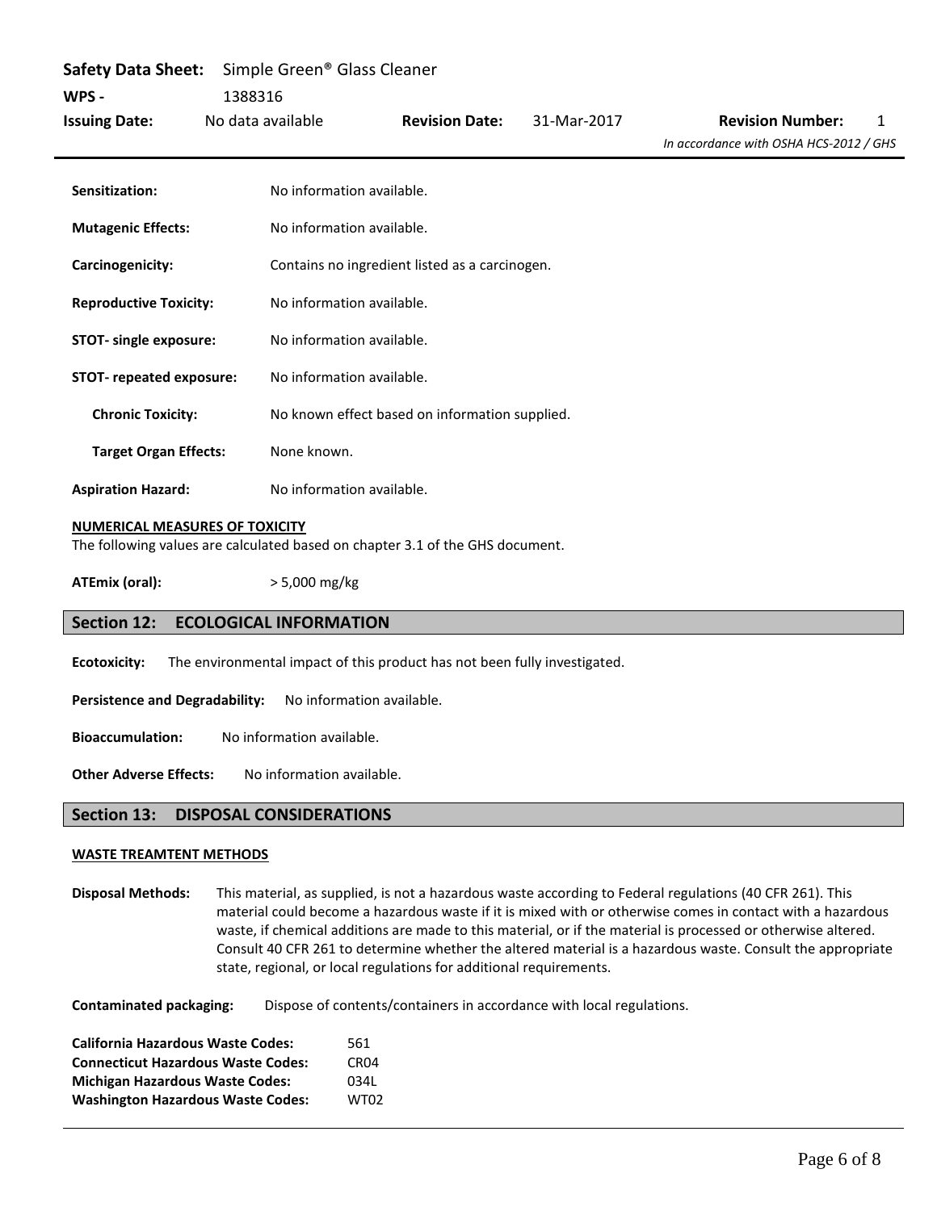**Sensitization:** No information available.

**Mutagenic Effects:** No information available.

**Carcinogenicity:** Contains no ingredient listed as a carcinogen.

**Reproductive Toxicity:** No information available.

**STOT- single exposure:** No information available.

**STOT- repeated exposure:** No information available.

**Chronic Toxicity:** No known effect based on information supplied.

**Target Organ Effects:** None known.

**Aspiration Hazard:** No information available.

**NUMERICAL MEASURES OF TOXICITY**

The following values are calculated based on chapter 3.1 of the GHS document.

**ATEmix (oral):** > 5,000 mg/kg

## Section 12: ECOLOGICAL INFORMATION

**Ecotoxicity:** The environmental impact of this product has not been fully investigated.

**Persistence and Degradability:** No information available.

**Bioaccumulation:** No information available.

**Other Adverse Effects:** No information available.

## Section 13: DISPOSAL CONSIDERATIONS

**WASTE TREAMTENT METHODS**

**Disposal Methods:** This material, as supplied, is not a hazardous waste according to Federal regulations (40 CFR 261). This material could become a hazardous waste if it is mixed with or otherwise comes in contact with a hazardous waste, if chemical additions are made to this material, or if the material is processed or otherwise altered. Consult 40 CFR 261 to determine whether the altered material is a hazardous waste. Consult the appropriate state, regional, or local regulations for additional requirements.

**Contaminated packaging:** Dispose of contents/containers in accordance with local regulations.

**California Hazardous Waste Codes:** 561
**Connecticut Hazardous Waste Codes:** CR04
**Michigan Hazardous Waste Codes:** 034L
**Washington Hazardous Waste Codes:** WT02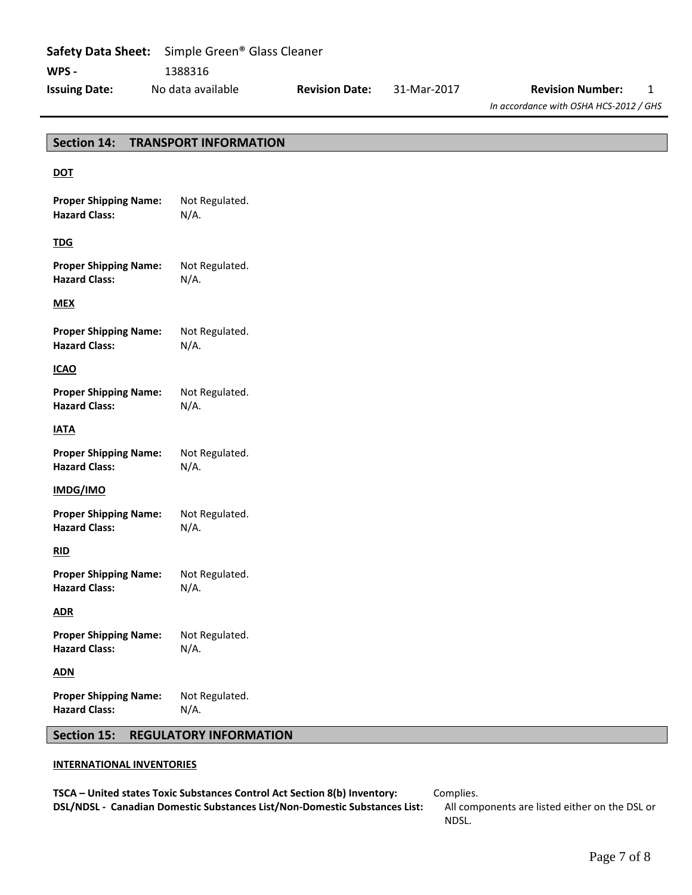## Section 14: TRANSPORT INFORMATION

**DOT**

**Proper Shipping Name:** Not Regulated.
**Hazard Class:** N/A.

**TDG**

**Proper Shipping Name:** Not Regulated.
**Hazard Class:** N/A.

**MEX**

**Proper Shipping Name:** Not Regulated.
**Hazard Class:** N/A.

**ICAO**

**Proper Shipping Name:** Not Regulated.
**Hazard Class:** N/A.

**IATA**

**Proper Shipping Name:** Not Regulated.
**Hazard Class:** N/A.

**IMDG/IMO**

**Proper Shipping Name:** Not Regulated.
**Hazard Class:** N/A.

**RID**

**Proper Shipping Name:** Not Regulated.
**Hazard Class:** N/A.

**ADR**

**Proper Shipping Name:** Not Regulated.
**Hazard Class:** N/A.

**ADN**

**Proper Shipping Name:** Not Regulated.
**Hazard Class:** N/A.

## Section 15: REGULATORY INFORMATION

**INTERNATIONAL INVENTORIES**

**TSCA – United states Toxic Substances Control Act Section 8(b) Inventory:** Complies.
**DSL/NDSL - Canadian Domestic Substances List/Non-Domestic Substances List:** All components are listed either on the DSL or NDSL.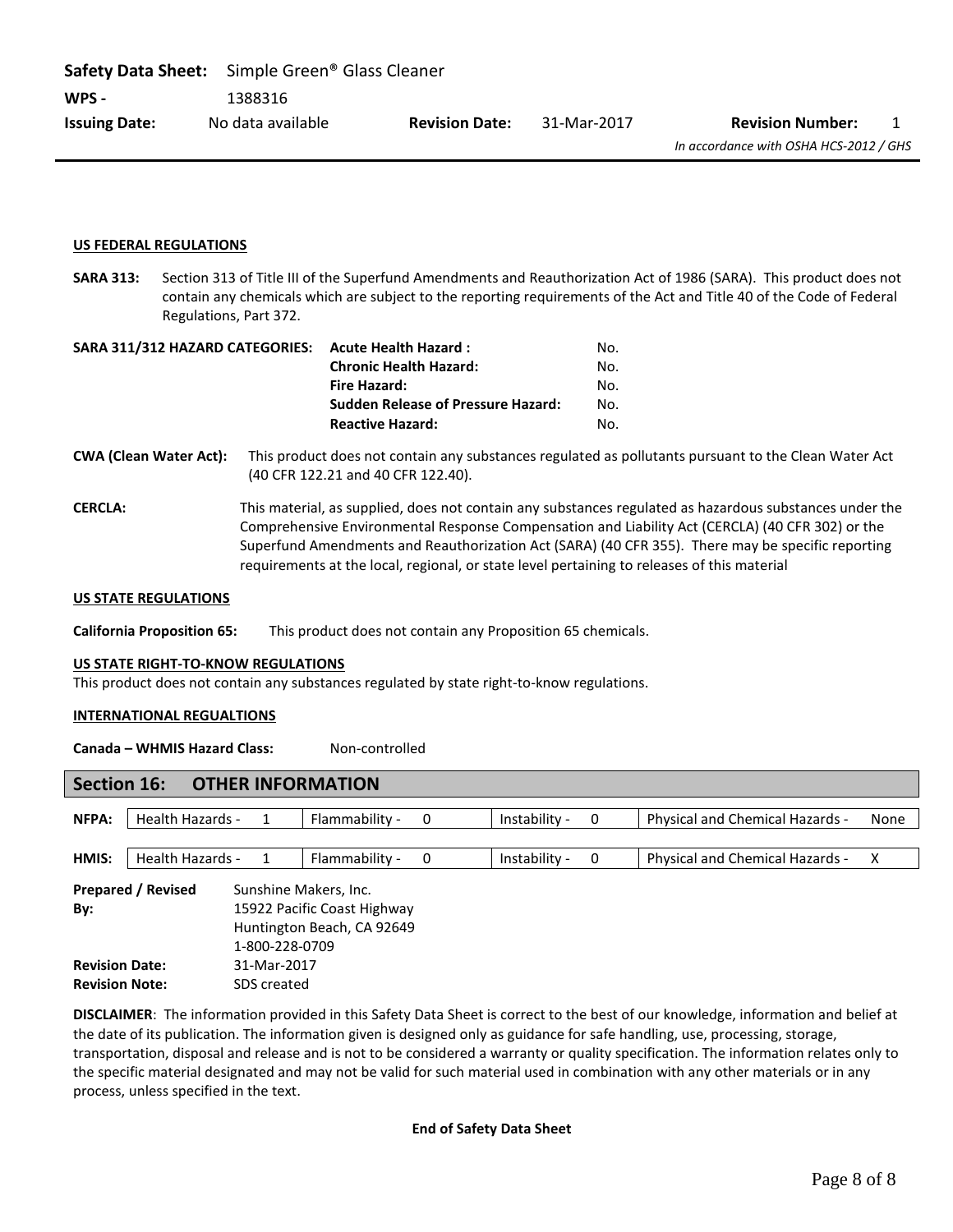**US FEDERAL REGULATIONS**

**SARA 313:** Section 313 of Title III of the Superfund Amendments and Reauthorization Act of 1986 (SARA). This product does not contain any chemicals which are subject to the reporting requirements of the Act and Title 40 of the Code of Federal Regulations, Part 372.

| | | |
|---|---|---|
| **SARA 311/312 HAZARD CATEGORIES:** | **Acute Health Hazard :** | No. |
| | **Chronic Health Hazard:** | No. |
| | **Fire Hazard:** | No. |
| | **Sudden Release of Pressure Hazard:** | No. |
| | **Reactive Hazard:** | No. |

**CWA (Clean Water Act):** This product does not contain any substances regulated as pollutants pursuant to the Clean Water Act (40 CFR 122.21 and 40 CFR 122.40).

**CERCLA:** This material, as supplied, does not contain any substances regulated as hazardous substances under the Comprehensive Environmental Response Compensation and Liability Act (CERCLA) (40 CFR 302) or the Superfund Amendments and Reauthorization Act (SARA) (40 CFR 355). There may be specific reporting requirements at the local, regional, or state level pertaining to releases of this material

**US STATE REGULATIONS**

**California Proposition 65:** This product does not contain any Proposition 65 chemicals.

**US STATE RIGHT-TO-KNOW REGULATIONS**

This product does not contain any substances regulated by state right-to-know regulations.

**INTERNATIONAL REGUALTIONS**

**Canada – WHMIS Hazard Class:** Non-controlled

## Section 16: OTHER INFORMATION

| | | | | |
|---|---|---|---|---|
| **NFPA:** | Health Hazards - 1 | Flammability - 0 | Instability - 0 | Physical and Chemical Hazards - None |
| **HMIS:** | Health Hazards - 1 | Flammability - 0 | Instability - 0 | Physical and Chemical Hazards - X |

**Prepared / Revised By:** Sunshine Makers, Inc.
15922 Pacific Coast Highway
Huntington Beach, CA 92649
1-800-228-0709

**Revision Date:** 31-Mar-2017

**Revision Note:** SDS created

**DISCLAIMER**: The information provided in this Safety Data Sheet is correct to the best of our knowledge, information and belief at the date of its publication. The information given is designed only as guidance for safe handling, use, processing, storage, transportation, disposal and release and is not to be considered a warranty or quality specification. The information relates only to the specific material designated and may not be valid for such material used in combination with any other materials or in any process, unless specified in the text.

**End of Safety Data Sheet**